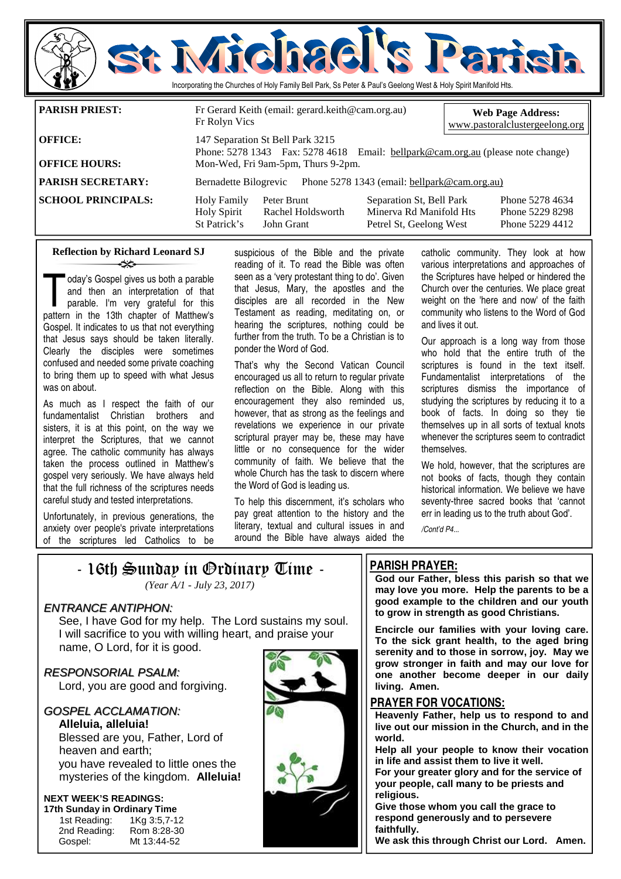# St Michael's Parish

Incorporating the Churches of Holy Family Bell Park, Ss Peter & Paul's Geelong West & Holy Spirit Manifold Hts.

| | | | |
|---|---|---|---|
| **PARISH PRIEST:** | Fr Gerard Keith (email: gerard.keith@cam.org.au)<br>Fr Rolyn Vics | | **Web Page Address:**<br>www.pastoralclustergeelong.org |
| **OFFICE:** | 147 Separation St Bell Park 3215<br>Phone: 5278 1343 Fax: 5278 4618 Email: bellpark@cam.org.au (please note change) | | |
| **OFFICE HOURS:** | Mon-Wed, Fri 9am-5pm, Thurs 9-2pm. | | |
| **PARISH SECRETARY:** | Bernadette Bilogrevic Phone 5278 1343 (email: bellpark@cam.org.au) | | |
| **SCHOOL PRINCIPALS:** | Holy Family — Peter Brunt | Separation St, Bell Park | Phone 5278 4634 |
| | Holy Spirit — Rachel Holdsworth | Minerva Rd Manifold Hts | Phone 5229 8298 |
| | St Patrick's — John Grant | Petrel St, Geelong West | Phone 5229 4412 |

**Reflection by Richard Leonard SJ**

Today's Gospel gives us both a parable and then an interpretation of that parable. I'm very grateful for this pattern in the 13th chapter of Matthew's Gospel. It indicates to us that not everything that Jesus says should be taken literally. Clearly the disciples were sometimes confused and needed some private coaching to bring them up to speed with what Jesus was on about.

As much as I respect the faith of our fundamentalist Christian brothers and sisters, it is at this point, on the way we interpret the Scriptures, that we cannot agree. The catholic community has always taken the process outlined in Matthew's gospel very seriously. We have always held that the full richness of the scriptures needs careful study and tested interpretations.

Unfortunately, in previous generations, the anxiety over people's private interpretations of the scriptures led Catholics to be suspicious of the Bible and the private reading of it. To read the Bible was often seen as a 'very protestant thing to do'. Given that Jesus, Mary, the apostles and the disciples are all recorded in the New Testament as reading, meditating on, or hearing the scriptures, nothing could be further from the truth. To be a Christian is to ponder the Word of God.

That's why the Second Vatican Council encouraged us all to return to regular private reflection on the Bible. Along with this encouragement they also reminded us, however, that as strong as the feelings and revelations we experience in our private scriptural prayer may be, these may have little or no consequence for the wider community of faith. We believe that the whole Church has the task to discern where the Word of God is leading us.

To help this discernment, it's scholars who pay great attention to the history and the literary, textual and cultural issues in and around the Bible have always aided the catholic community. They look at how various interpretations and approaches of the Scriptures have helped or hindered the Church over the centuries. We place great weight on the 'here and now' of the faith community who listens to the Word of God and lives it out.

Our approach is a long way from those who hold that the entire truth of the scriptures is found in the text itself. Fundamentalist interpretations of the scriptures dismiss the importance of studying the scriptures by reducing it to a book of facts. In doing so they tie themselves up in all sorts of textual knots whenever the scriptures seem to contradict themselves.

We hold, however, that the scriptures are not books of facts, though they contain historical information. We believe we have seventy-three sacred books that 'cannot err in leading us to the truth about God'.

*/Cont'd P4...*

## - 16th Sunday in Ordinary Time -

*(Year A/1 - July 23, 2017)*

*ENTRANCE ANTIPHON:*

See, I have God for my help. The Lord sustains my soul. I will sacrifice to you with willing heart, and praise your name, O Lord, for it is good.

*RESPONSORIAL PSALM:*

Lord, you are good and forgiving.

*GOSPEL ACCLAMATION:*

**Alleluia, alleluia!**
Blessed are you, Father, Lord of heaven and earth;
you have revealed to little ones the mysteries of the kingdom. **Alleluia!**

**NEXT WEEK'S READINGS:**
**17th Sunday in Ordinary Time**

| | |
|---|---|
| 1st Reading: | 1Kg 3:5,7-12 |
| 2nd Reading: | Rom 8:28-30 |
| Gospel: | Mt 13:44-52 |

## PARISH PRAYER:

**God our Father, bless this parish so that we may love you more. Help the parents to be a good example to the children and our youth to grow in strength as good Christians.**

**Encircle our families with your loving care. To the sick grant health, to the aged bring serenity and to those in sorrow, joy. May we grow stronger in faith and may our love for one another become deeper in our daily living. Amen.**

## PRAYER FOR VOCATIONS:

**Heavenly Father, help us to respond to and live out our mission in the Church, and in the world.**
**Help all your people to know their vocation in life and assist them to live it well.**
**For your greater glory and for the service of your people, call many to be priests and religious.**
**Give those whom you call the grace to respond generously and to persevere faithfully.**
**We ask this through Christ our Lord. Amen.**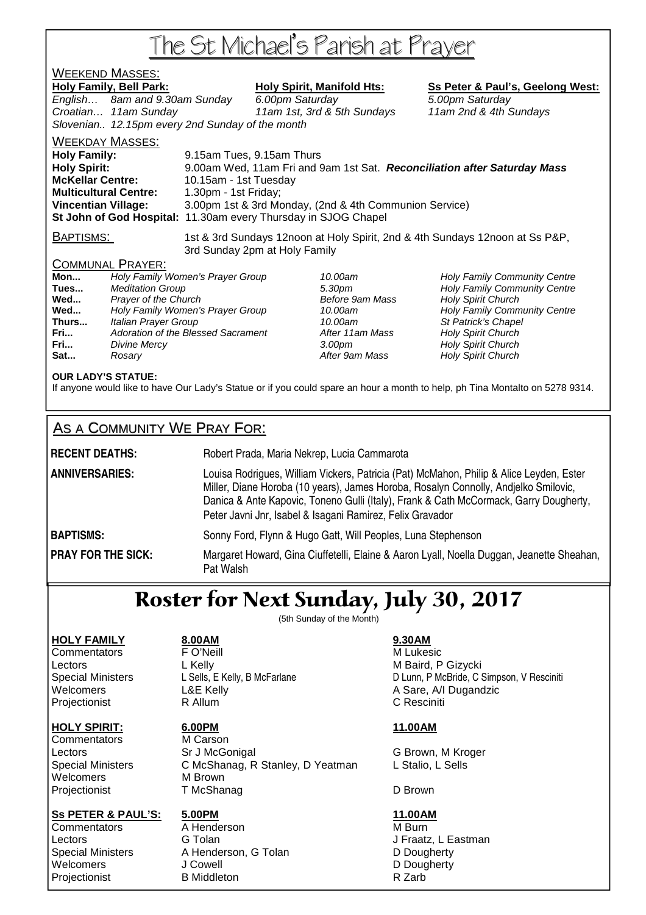# The St Michael's Parish at Prayer

## WEEKEND MASSES:

| **Holy Family, Bell Park:** | | **Holy Spirit, Manifold Hts:** | **Ss Peter & Paul's, Geelong West:** |
|---|---|---|---|
| *English…* | *8am and 9.30am Sunday* | *6.00pm Saturday* | *5.00pm Saturday* |
| *Croatian…* | *11am Sunday* | *11am 1st, 3rd & 5th Sundays* | *11am 2nd & 4th Sundays* |
| *Slovenian..* | *12.15pm every 2nd Sunday of the month* | | |

## WEEKDAY MASSES:

**Holy Family:** 9.15am Tues, 9.15am Thurs
**Holy Spirit:** 9.00am Wed, 11am Fri and 9am 1st Sat. ***Reconciliation after Saturday Mass***
**McKellar Centre:** 10.15am - 1st Tuesday
**Multicultural Centre:** 1.30pm - 1st Friday;
**Vincentian Village:** 3.00pm 1st & 3rd Monday, (2nd & 4th Communion Service)
**St John of God Hospital:** 11.30am every Thursday in SJOG Chapel

## BAPTISMS:

1st & 3rd Sundays 12noon at Holy Spirit, 2nd & 4th Sundays 12noon at Ss P&P, 3rd Sunday 2pm at Holy Family

## COMMUNAL PRAYER:

| | | | |
|---|---|---|---|
| **Mon...** | *Holy Family Women's Prayer Group* | *10.00am* | *Holy Family Community Centre* |
| **Tues...** | *Meditation Group* | *5.30pm* | *Holy Family Community Centre* |
| **Wed...** | *Prayer of the Church* | *Before 9am Mass* | *Holy Spirit Church* |
| **Wed...** | *Holy Family Women's Prayer Group* | *10.00am* | *Holy Family Community Centre* |
| **Thurs...** | *Italian Prayer Group* | *10.00am* | *St Patrick's Chapel* |
| **Fri...** | *Adoration of the Blessed Sacrament* | *After 11am Mass* | *Holy Spirit Church* |
| **Fri...** | *Divine Mercy* | *3.00pm* | *Holy Spirit Church* |
| **Sat...** | *Rosary* | *After 9am Mass* | *Holy Spirit Church* |

**OUR LADY'S STATUE:**
If anyone would like to have Our Lady's Statue or if you could spare an hour a month to help, ph Tina Montalto on 5278 9314.

## AS A COMMUNITY WE PRAY FOR:

**RECENT DEATHS:** Robert Prada, Maria Nekrep, Lucia Cammarota

**ANNIVERSARIES:** Louisa Rodrigues, William Vickers, Patricia (Pat) McMahon, Philip & Alice Leyden, Ester Miller, Diane Horoba (10 years), James Horoba, Rosalyn Connolly, Andjelko Smilovic, Danica & Ante Kapovic, Toneno Gulli (Italy), Frank & Cath McCormack, Garry Dougherty, Peter Javni Jnr, Isabel & Isagani Ramirez, Felix Gravador

**BAPTISMS:** Sonny Ford, Flynn & Hugo Gatt, Will Peoples, Luna Stephenson

**PRAY FOR THE SICK:** Margaret Howard, Gina Ciuffetelli, Elaine & Aaron Lyall, Noella Duggan, Jeanette Sheahan, Pat Walsh

# Roster for Next Sunday, July 30, 2017

(5th Sunday of the Month)

| **HOLY FAMILY** | **8.00AM** | **9.30AM** |
|---|---|---|
| Commentators | F O'Neill | M Lukesic |
| Lectors | L Kelly | M Baird, P Gizycki |
| Special Ministers | L Sells, E Kelly, B McFarlane | D Lunn, P McBride, C Simpson, V Resciniti |
| Welcomers | L&E Kelly | A Sare, A/I Dugandzic |
| Projectionist | R Allum | C Resciniti |

| **HOLY SPIRIT:** | **6.00PM** | **11.00AM** |
|---|---|---|
| Commentators | M Carson | |
| Lectors | Sr J McGonigal | G Brown, M Kroger |
| Special Ministers | C McShanag, R Stanley, D Yeatman | L Stalio, L Sells |
| Welcomers | M Brown | |
| Projectionist | T McShanag | D Brown |

| **Ss PETER & PAUL'S:** | **5.00PM** | **11.00AM** |
|---|---|---|
| Commentators | A Henderson | M Burn |
| Lectors | G Tolan | J Fraatz, L Eastman |
| Special Ministers | A Henderson, G Tolan | D Dougherty |
| Welcomers | J Cowell | D Dougherty |
| Projectionist | B Middleton | R Zarb |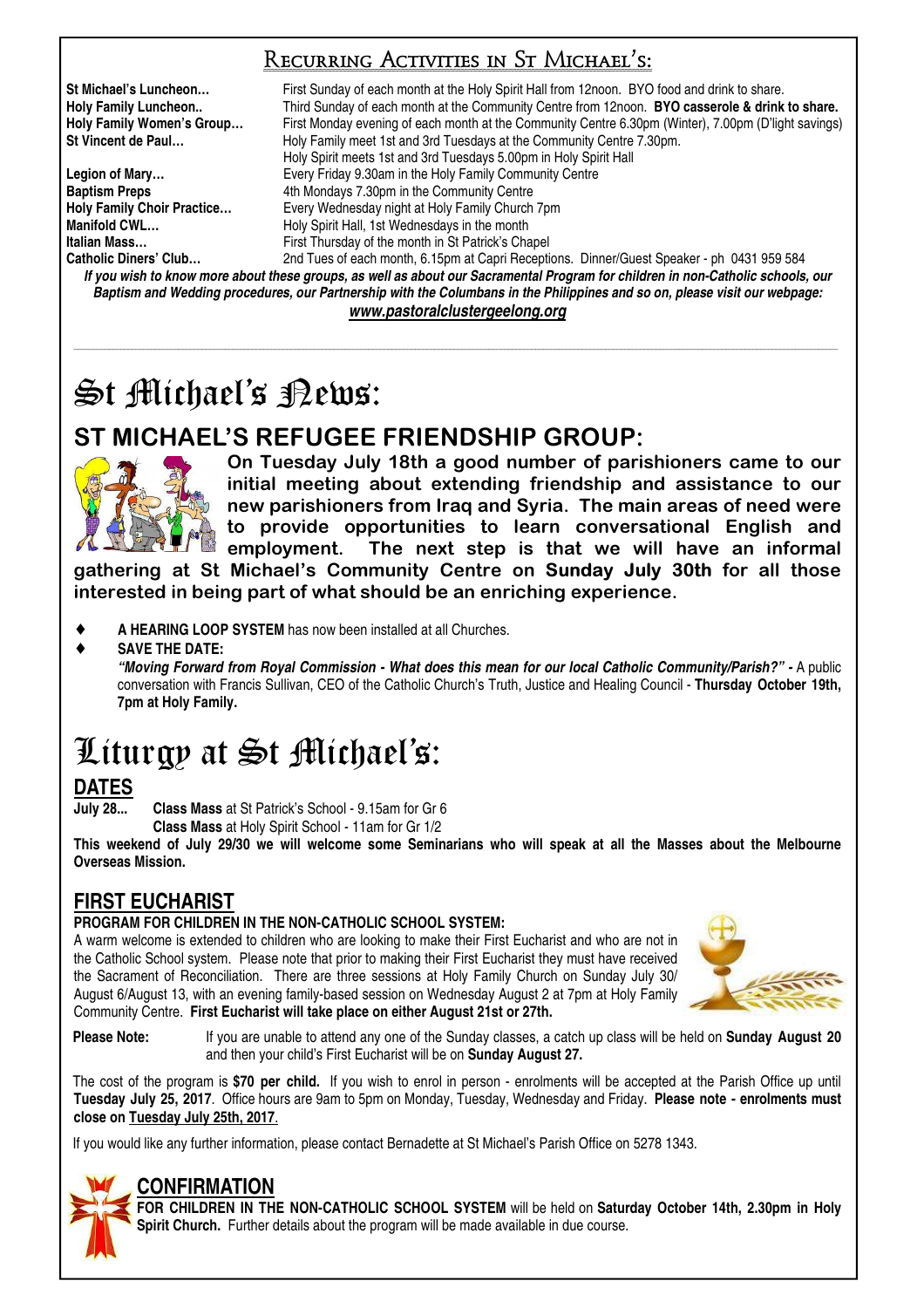## Recurring Activities in St Michael's:

**St Michael's Luncheon…** First Sunday of each month at the Holy Spirit Hall from 12noon. BYO food and drink to share.
**Holy Family Luncheon..** Third Sunday of each month at the Community Centre from 12noon. **BYO casserole & drink to share.**
**Holy Family Women's Group…** First Monday evening of each month at the Community Centre 6.30pm (Winter), 7.00pm (D'light savings)
**St Vincent de Paul…** Holy Family meet 1st and 3rd Tuesdays at the Community Centre 7.30pm.
Holy Spirit meets 1st and 3rd Tuesdays 5.00pm in Holy Spirit Hall
**Legion of Mary…** Every Friday 9.30am in the Holy Family Community Centre
**Baptism Preps** 4th Mondays 7.30pm in the Community Centre
**Holy Family Choir Practice…** Every Wednesday night at Holy Family Church 7pm
**Manifold CWL…** Holy Spirit Hall, 1st Wednesdays in the month
**Italian Mass…** First Thursday of the month in St Patrick's Chapel
**Catholic Diners' Club…** 2nd Tues of each month, 6.15pm at Capri Receptions. Dinner/Guest Speaker - ph 0431 959 584

***If you wish to know more about these groups, as well as about our Sacramental Program for children in non-Catholic schools, our Baptism and Wedding procedures, our Partnership with the Columbans in the Philippines and so on, please visit our webpage:***
***www.pastoralclustergeelong.org***

# St Michael's News:

## ST MICHAEL'S REFUGEE FRIENDSHIP GROUP:

**On Tuesday July 18th a good number of parishioners came to our initial meeting about extending friendship and assistance to our new parishioners from Iraq and Syria. The main areas of need were to provide opportunities to learn conversational English and employment. The next step is that we will have an informal gathering at St Michael's Community Centre on Sunday July 30th for all those interested in being part of what should be an enriching experience.**

- **A HEARING LOOP SYSTEM** has now been installed at all Churches.
- **SAVE THE DATE:**
  ***"Moving Forward from Royal Commission - What does this mean for our local Catholic Community/Parish?" -*** A public conversation with Francis Sullivan, CEO of the Catholic Church's Truth, Justice and Healing Council - **Thursday October 19th, 7pm at Holy Family.**

# Liturgy at St Michael's:

## DATES

**July 28...** **Class Mass** at St Patrick's School - 9.15am for Gr 6
**Class Mass** at Holy Spirit School - 11am for Gr 1/2

**This weekend of July 29/30 we will welcome some Seminarians who will speak at all the Masses about the Melbourne Overseas Mission.**

## FIRST EUCHARIST

**PROGRAM FOR CHILDREN IN THE NON-CATHOLIC SCHOOL SYSTEM:**

A warm welcome is extended to children who are looking to make their First Eucharist and who are not in the Catholic School system. Please note that prior to making their First Eucharist they must have received the Sacrament of Reconciliation. There are three sessions at Holy Family Church on Sunday July 30/ August 6/August 13, with an evening family-based session on Wednesday August 2 at 7pm at Holy Family Community Centre. **First Eucharist will take place on either August 21st or 27th.**

**Please Note:** If you are unable to attend any one of the Sunday classes, a catch up class will be held on **Sunday August 20** and then your child's First Eucharist will be on **Sunday August 27.**

The cost of the program is **$70 per child.** If you wish to enrol in person - enrolments will be accepted at the Parish Office up until **Tuesday July 25, 2017**. Office hours are 9am to 5pm on Monday, Tuesday, Wednesday and Friday. **Please note - enrolments must close on Tuesday July 25th, 2017**.

If you would like any further information, please contact Bernadette at St Michael's Parish Office on 5278 1343.

## CONFIRMATION

**FOR CHILDREN IN THE NON-CATHOLIC SCHOOL SYSTEM** will be held on **Saturday October 14th, 2.30pm in Holy Spirit Church.** Further details about the program will be made available in due course.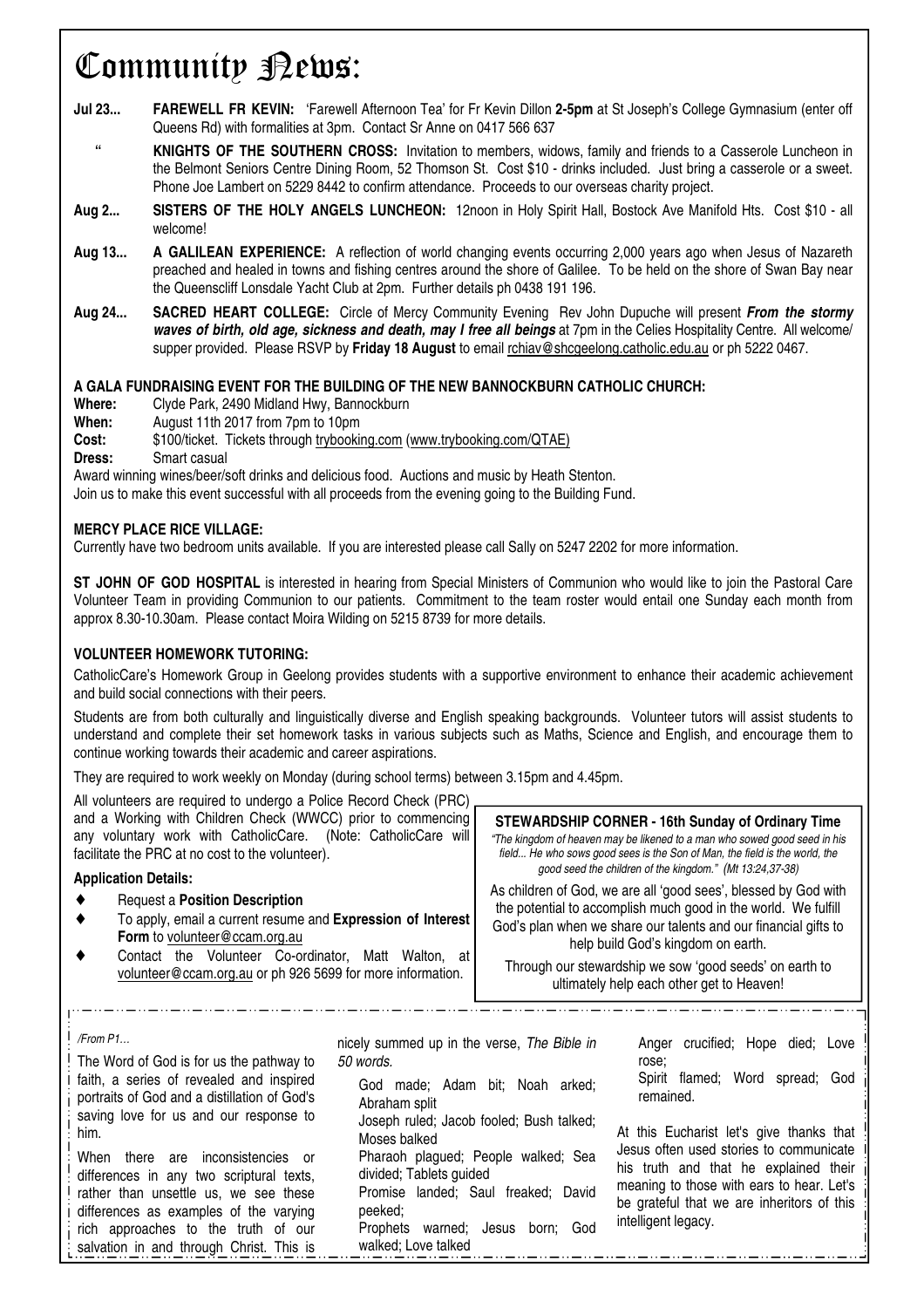# Community News:

**Jul 23...** **FAREWELL FR KEVIN:** 'Farewell Afternoon Tea' for Fr Kevin Dillon **2-5pm** at St Joseph's College Gymnasium (enter off Queens Rd) with formalities at 3pm. Contact Sr Anne on 0417 566 637

**"** **KNIGHTS OF THE SOUTHERN CROSS:** Invitation to members, widows, family and friends to a Casserole Luncheon in the Belmont Seniors Centre Dining Room, 52 Thomson St. Cost $10 - drinks included. Just bring a casserole or a sweet. Phone Joe Lambert on 5229 8442 to confirm attendance. Proceeds to our overseas charity project.

**Aug 2...** **SISTERS OF THE HOLY ANGELS LUNCHEON:** 12noon in Holy Spirit Hall, Bostock Ave Manifold Hts. Cost $10 - all welcome!

**Aug 13...** **A GALILEAN EXPERIENCE:** A reflection of world changing events occurring 2,000 years ago when Jesus of Nazareth preached and healed in towns and fishing centres around the shore of Galilee. To be held on the shore of Swan Bay near the Queenscliff Lonsdale Yacht Club at 2pm. Further details ph 0438 191 196.

**Aug 24...** **SACRED HEART COLLEGE:** Circle of Mercy Community Evening Rev John Dupuche will present ***From the stormy waves of birth, old age, sickness and death, may I free all beings*** at 7pm in the Celies Hospitality Centre. All welcome/ supper provided. Please RSVP by **Friday 18 August** to email rchiav@shcgeelong.catholic.edu.au or ph 5222 0467.

**A GALA FUNDRAISING EVENT FOR THE BUILDING OF THE NEW BANNOCKBURN CATHOLIC CHURCH:**

**Where:** Clyde Park, 2490 Midland Hwy, Bannockburn
**When:** August 11th 2017 from 7pm to 10pm
**Cost:** $100/ticket. Tickets through trybooking.com (www.trybooking.com/QTAE)
**Dress:** Smart casual

Award winning wines/beer/soft drinks and delicious food. Auctions and music by Heath Stenton.
Join us to make this event successful with all proceeds from the evening going to the Building Fund.

**MERCY PLACE RICE VILLAGE:**
Currently have two bedroom units available. If you are interested please call Sally on 5247 2202 for more information.

**ST JOHN OF GOD HOSPITAL** is interested in hearing from Special Ministers of Communion who would like to join the Pastoral Care Volunteer Team in providing Communion to our patients. Commitment to the team roster would entail one Sunday each month from approx 8.30-10.30am. Please contact Moira Wilding on 5215 8739 for more details.

**VOLUNTEER HOMEWORK TUTORING:**

CatholicCare's Homework Group in Geelong provides students with a supportive environment to enhance their academic achievement and build social connections with their peers.

Students are from both culturally and linguistically diverse and English speaking backgrounds. Volunteer tutors will assist students to understand and complete their set homework tasks in various subjects such as Maths, Science and English, and encourage them to continue working towards their academic and career aspirations.

They are required to work weekly on Monday (during school terms) between 3.15pm and 4.45pm.

All volunteers are required to undergo a Police Record Check (PRC) and a Working with Children Check (WWCC) prior to commencing any voluntary work with CatholicCare. (Note: CatholicCare will facilitate the PRC at no cost to the volunteer).

**Application Details:**

- Request a **Position Description**
- To apply, email a current resume and **Expression of Interest Form** to volunteer@ccam.org.au
- Contact the Volunteer Co-ordinator, Matt Walton, at volunteer@ccam.org.au or ph 926 5699 for more information.

**STEWARDSHIP CORNER - 16th Sunday of Ordinary Time**

*"The kingdom of heaven may be likened to a man who sowed good seed in his field... He who sows good sees is the Son of Man, the field is the world, the good seed the children of the kingdom." (Mt 13:24,37-38)*

As children of God, we are all 'good sees', blessed by God with the potential to accomplish much good in the world. We fulfill God's plan when we share our talents and our financial gifts to help build God's kingdom on earth.

Through our stewardship we sow 'good seeds' on earth to ultimately help each other get to Heaven!

*/From P1…*

The Word of God is for us the pathway to faith, a series of revealed and inspired portraits of God and a distillation of God's saving love for us and our response to him.

When there are inconsistencies or differences in any two scriptural texts, rather than unsettle us, we see these differences as examples of the varying rich approaches to the truth of our salvation in and through Christ. This is nicely summed up in the verse, *The Bible in 50 words.*

God made; Adam bit; Noah arked; Abraham split
Joseph ruled; Jacob fooled; Bush talked; Moses balked
Pharaoh plagued; People walked; Sea divided; Tablets guided
Promise landed; Saul freaked; David peeked;
Prophets warned; Jesus born; God walked; Love talked
Anger crucified; Hope died; Love rose;
Spirit flamed; Word spread; God remained.

At this Eucharist let's give thanks that Jesus often used stories to communicate his truth and that he explained their meaning to those with ears to hear. Let's be grateful that we are inheritors of this intelligent legacy.